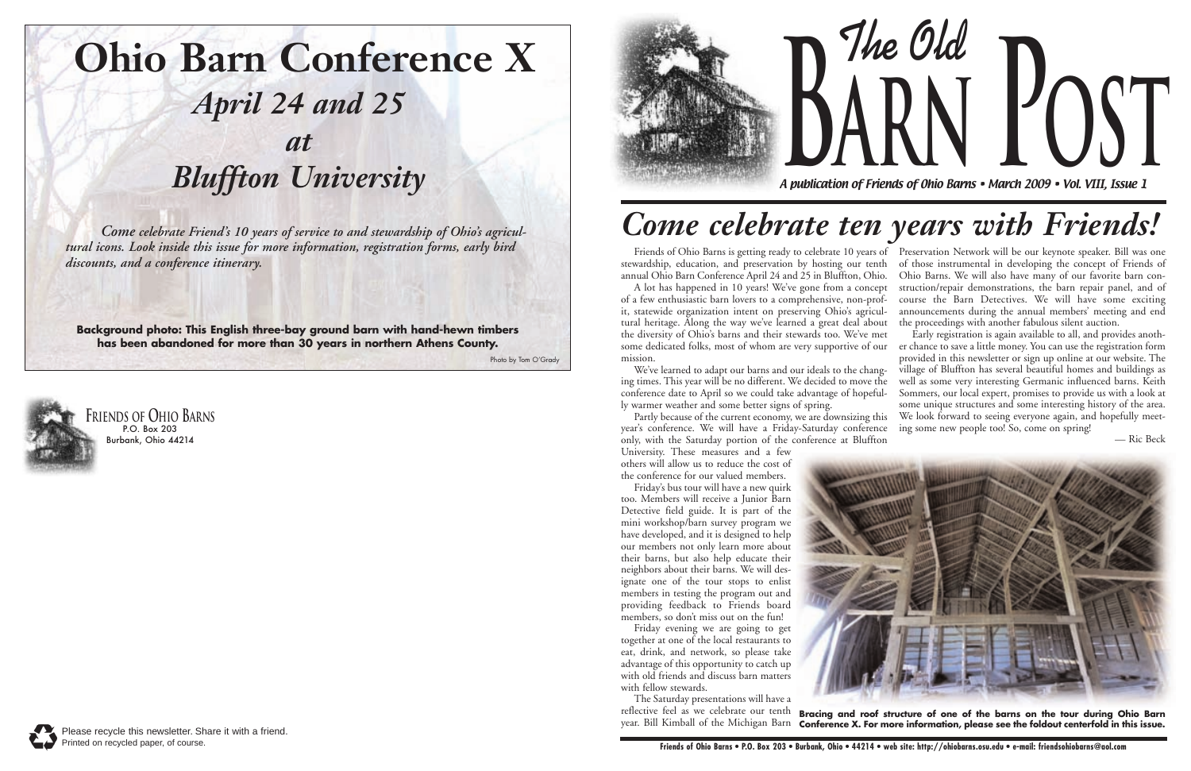# Ohio Barn Conference X

## *April 24 and 25*
## *at*
## *Bluffton University*

*Come celebrate Friend's 10 years of service to and stewardship of Ohio's agricultural icons. Look inside this issue for more information, registration forms, early bird discounts, and a conference itinerary.*

**Background photo: This English three-bay ground barn with hand-hewn timbers has been abandoned for more than 30 years in northern Athens County.**

Photo by Tom O'Grady

FRIENDS OF OHIO BARNS
P.O. Box 203
Burbank, Ohio 44214

Please recycle this newsletter. Share it with a friend.
Printed on recycled paper, of course.

# *The Old* BARN POST

*A publication of Friends of Ohio Barns • March 2009 • Vol. VIII, Issue 1*

# *Come celebrate ten years with Friends!*

Friends of Ohio Barns is getting ready to celebrate 10 years of stewardship, education, and preservation by hosting our tenth annual Ohio Barn Conference April 24 and 25 in Bluffton, Ohio.

A lot has happened in 10 years! We've gone from a concept of a few enthusiastic barn lovers to a comprehensive, non-profit, statewide organization intent on preserving Ohio's agricultural heritage. Along the way we've learned a great deal about the diversity of Ohio's barns and their stewards too. We've met some dedicated folks, most of whom are very supportive of our mission.

We've learned to adapt our barns and our ideals to the changing times. This year will be no different. We decided to move the conference date to April so we could take advantage of hopefully warmer weather and some better signs of spring.

Partly because of the current economy, we are downsizing this year's conference. We will have a Friday-Saturday conference only, with the Saturday portion of the conference at Bluffton University. These measures and a few others will allow us to reduce the cost of the conference for our valued members.

Friday's bus tour will have a new quirk too. Members will receive a Junior Barn Detective field guide. It is part of the mini workshop/barn survey program we have developed, and it is designed to help our members not only learn more about their barns, but also help educate their neighbors about their barns. We will designate one of the tour stops to enlist members in testing the program out and providing feedback to Friends board members, so don't miss out on the fun!

Friday evening we are going to get together at one of the local restaurants to eat, drink, and network, so please take advantage of this opportunity to catch up with old friends and discuss barn matters with fellow stewards.

The Saturday presentations will have a reflective feel as we celebrate our tenth year. Bill Kimball of the Michigan Barn Preservation Network will be our keynote speaker. Bill was one of those instrumental in developing the concept of Friends of Ohio Barns. We will also have many of our favorite barn construction/repair demonstrations, the barn repair panel, and of course the Barn Detectives. We will have some exciting announcements during the annual members' meeting and end the proceedings with another fabulous silent auction.

Early registration is again available to all, and provides another chance to save a little money. You can use the registration form provided in this newsletter or sign up online at our website. The village of Bluffton has several beautiful homes and buildings as well as some very interesting Germanic influenced barns. Keith Sommers, our local expert, promises to provide us with a look at some unique structures and some interesting history of the area. We look forward to seeing everyone again, and hopefully meeting some new people too! So, come on spring!

— Ric Beck

**Bracing and roof structure of one of the barns on the tour during Ohio Barn Conference X. For more information, please see the foldout centerfold in this issue.**

**Friends of Ohio Barns • P.O. Box 203 • Burbank, Ohio • 44214 • web site: http://ohiobarns.osu.edu • e-mail: friendsohiobarns@aol.com**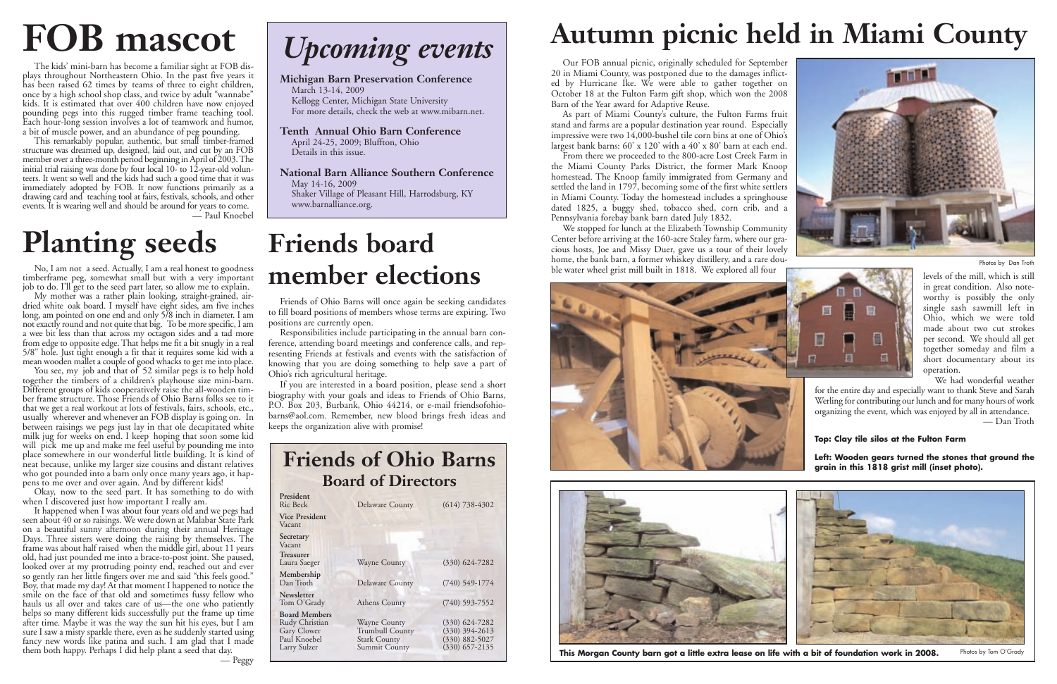# FOB mascot

The kids' mini-barn has become a familiar sight at FOB displays throughout Northeastern Ohio. In the past five years it has been raised 62 times by teams of three to eight children, once by a high school shop class, and twice by adult "wannabe" kids. It is estimated that over 400 children have now enjoyed pounding pegs into this rugged timber frame teaching tool. Each hour-long session involves a lot of teamwork and humor, a bit of muscle power, and an abundance of peg pounding.

This remarkably popular, authentic, but small timber-framed structure was dreamed up, designed, laid out, and cut by an FOB member over a three-month period beginning in April of 2003. The initial trial raising was done by four local 10- to 12-year-old volunteers. It went so well and the kids had such a good time that it was immediately adopted by FOB. It now functions primarily as a drawing card and teaching tool at fairs, festivals, schools, and other events. It is wearing well and should be around for years to come.

— Paul Knoebel

# Planting seeds

No, I am not a seed. Actually, I am a real honest to goodness timberframe peg, somewhat small but with a very important job to do. I'll get to the seed part later, so allow me to explain.

My mother was a rather plain looking, straight-grained, air-dried white oak board. I myself have eight sides, am five inches long, am pointed on one end and only 5/8 inch in diameter. I am not exactly round and not quite that big. To be more specific, I am a wee bit less than that across my octagon sides and a tad more from edge to opposite edge. That helps me fit a bit snugly in a real 5/8" hole. Just tight enough a fit that it requires some kid with a mean wooden mallet a couple of good whacks to get me into place.

You see, my job and that of 52 similar pegs is to help hold together the timbers of a children's playhouse size mini-barn. Different groups of kids cooperatively raise the all-wooden timber frame structure. Those Friends of Ohio Barns folks see to it that we get a real workout at lots of festivals, fairs, schools, etc., usually wherever and whenever an FOB display is going on. In between raisings we pegs just lay in that ole decapitated white milk jug for weeks on end. I keep hoping that soon some kid will pick me up and make me feel useful by pounding me into place somewhere in our wonderful little building. It is kind of neat because, unlike my larger size cousins and distant relatives who got pounded into a barn only once many years ago, it happens to me over and over again. And by different kids!

Okay, now to the seed part. It has something to do with when I discovered just how important I really am.

It happened when I was about four years old and we pegs had seen about 40 or so raisings. We were down at Malabar State Park on a beautiful sunny afternoon during their annual Heritage Days. Three sisters were doing the raising by themselves. The frame was about half raised when the middle girl, about 11 years old, had just pounded me into a brace-to-post joint. She paused, looked over at my protruding pointy end, reached out and ever so gently ran her little fingers over me and said "this feels good." Boy, that made my day! At that moment I happened to notice the smile on the face of that old and sometimes fussy fellow who hauls us all over and takes care of us—the one who patiently helps so many different kids successfully put the frame up time after time. Maybe it was the way the sun hit his eyes, but I am sure I saw a misty sparkle there, even as he suddenly started using fancy new words like patina and such. I am glad that I made them both happy. Perhaps I did help plant a seed that day.

— Peggy

# *Upcoming events*

**Michigan Barn Preservation Conference**
March 13-14, 2009
Kellogg Center, Michigan State University
For more details, check the web at www.mibarn.net.

**Tenth Annual Ohio Barn Conference**
April 24-25, 2009; Bluffton, Ohio
Details in this issue.

**National Barn Alliance Southern Conference**
May 14-16, 2009
Shaker Village of Pleasant Hill, Harrodsburg, KY
www.barnalliance.org.

# Friends board member elections

Friends of Ohio Barns will once again be seeking candidates to fill board positions of members whose terms are expiring. Two positions are currently open.

Responsibilities include participating in the annual barn conference, attending board meetings and conference calls, and representing Friends at festivals and events with the satisfaction of knowing that you are doing something to help save a part of Ohio's rich agricultural heritage.

If you are interested in a board position, please send a short biography with your goals and ideas to Friends of Ohio Barns, P.O. Box 203, Burbank, Ohio 44214, or e-mail friendsofohiobarns@aol.com. Remember, new blood brings fresh ideas and keeps the organization alive with promise!

## Friends of Ohio Barns Board of Directors

| | | |
|---|---|---|
| **President** | | |
| Ric Beck | Delaware County | (614) 738-4302 |
| **Vice President** | | |
| Vacant | | |
| **Secretary** | | |
| Vacant | | |
| **Treasurer** | | |
| Laura Saeger | Wayne County | (330) 624-7282 |
| **Membership** | | |
| Dan Troth | Delaware County | (740) 549-1774 |
| **Newsletter** | | |
| Tom O'Grady | Athens County | (740) 593-7552 |
| **Board Members** | | |
| Rudy Christian | Wayne County | (330) 624-7282 |
| Gary Clower | Trumbull County | (330) 394-2613 |
| Paul Knoebel | Stark County | (330) 882-5027 |
| Larry Sulzer | Summit County | (330) 657-2135 |

# Autumn picnic held in Miami County

Our FOB annual picnic, originally scheduled for September 20 in Miami County, was postponed due to the damages inflicted by Hurricane Ike. We were able to gather together on October 18 at the Fulton Farm gift shop, which won the 2008 Barn of the Year award for Adaptive Reuse.

As part of Miami County's culture, the Fulton Farms fruit stand and farms are a popular destination year round. Especially impressive were two 14,000-bushel tile corn bins at one of Ohio's largest bank barns: 60' x 120' with a 40' x 80' barn at each end.

From there we proceeded to the 800-acre Lost Creek Farm in the Miami County Parks District, the former Mark Knoop homestead. The Knoop family immigrated from Germany and settled the land in 1797, becoming some of the first white settlers in Miami County. Today the homestead includes a springhouse dated 1825, a buggy shed, tobacco shed, corn crib, and a Pennsylvania forebay bank barn dated July 1832.

We stopped for lunch at the Elizabeth Township Community Center before arriving at the 160-acre Staley farm, where our gracious hosts, Joe and Missy Duer, gave us a tour of their lovely home, the bank barn, a former whiskey distillery, and a rare double water wheel grist mill built in 1818. We explored all four levels of the mill, which is still in great condition. Also noteworthy is possibly the only single sash sawmill left in Ohio, which we were told made about two cut strokes per second. We should all get together someday and film a short documentary about its operation.

We had wonderful weather for the entire day and especially want to thank Steve and Sarah Werling for contributing our lunch and for many hours of work organizing the event, which was enjoyed by all in attendance.

— Dan Troth

Photos by Dan Troth

**Top: Clay tile silos at the Fulton Farm**

**Left: Wooden gears turned the stones that ground the grain in this 1818 grist mill (inset photo).**

**This Morgan County barn got a little extra lease on life with a bit of foundation work in 2008.** Photos by Tom O'Grady